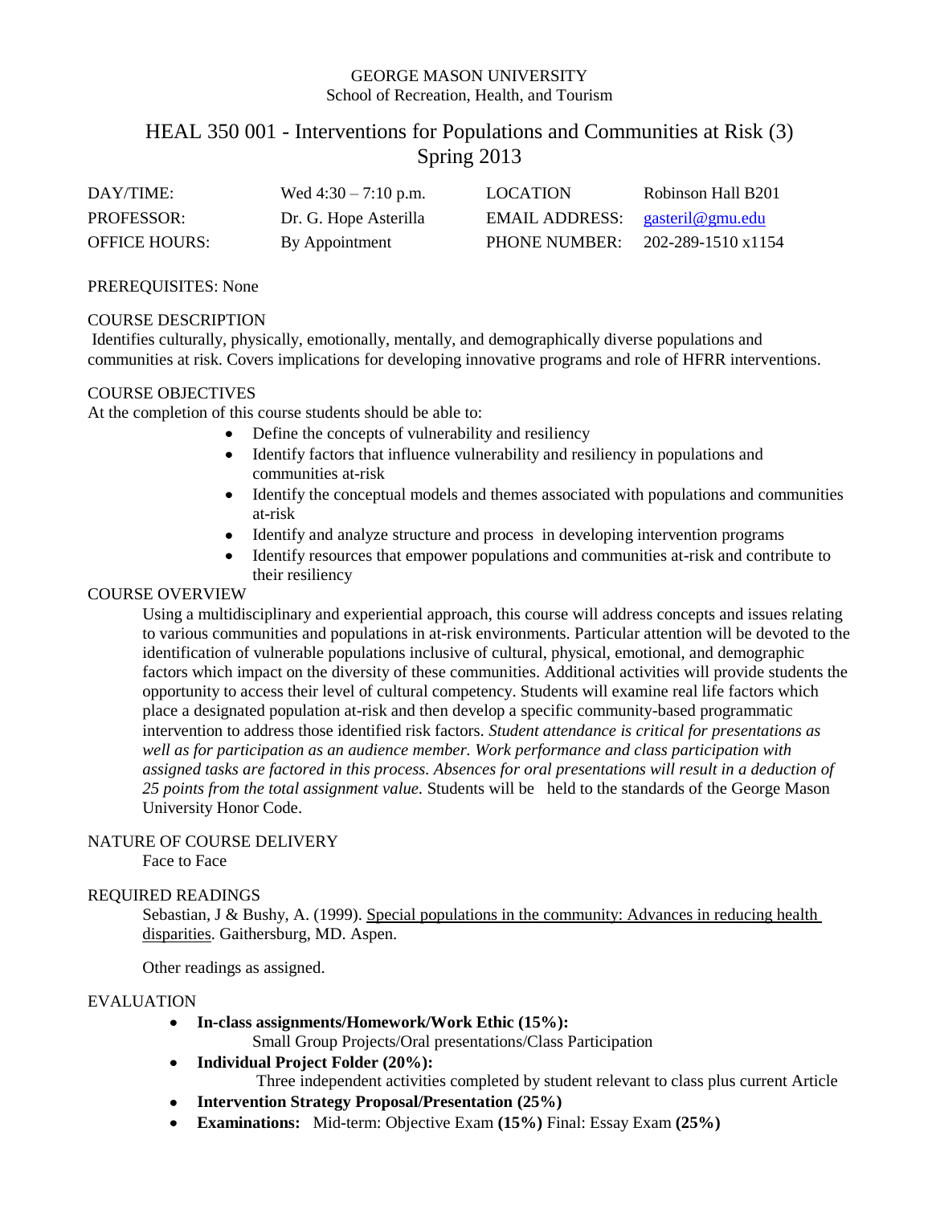GEORGE MASON UNIVERSITY
School of Recreation, Health, and Tourism

# HEAL 350 001 - Interventions for Populations and Communities at Risk (3)
# Spring 2013

| DAY/TIME: | Wed 4:30 – 7:10 p.m. | LOCATION | Robinson Hall B201 |
|---|---|---|---|
| PROFESSOR: | Dr. G. Hope Asterilla | EMAIL ADDRESS: | gasteril@gmu.edu |
| OFFICE HOURS: | By Appointment | PHONE NUMBER: | 202-289-1510 x1154 |

PREREQUISITES: None

## COURSE DESCRIPTION

Identifies culturally, physically, emotionally, mentally, and demographically diverse populations and communities at risk. Covers implications for developing innovative programs and role of HFRR interventions.

## COURSE OBJECTIVES

At the completion of this course students should be able to:

- Define the concepts of vulnerability and resiliency
- Identify factors that influence vulnerability and resiliency in populations and communities at-risk
- Identify the conceptual models and themes associated with populations and communities at-risk
- Identify and analyze structure and process in developing intervention programs
- Identify resources that empower populations and communities at-risk and contribute to their resiliency

## COURSE OVERVIEW

Using a multidisciplinary and experiential approach, this course will address concepts and issues relating to various communities and populations in at-risk environments. Particular attention will be devoted to the identification of vulnerable populations inclusive of cultural, physical, emotional, and demographic factors which impact on the diversity of these communities. Additional activities will provide students the opportunity to access their level of cultural competency. Students will examine real life factors which place a designated population at-risk and then develop a specific community-based programmatic intervention to address those identified risk factors. *Student attendance is critical for presentations as well as for participation as an audience member. Work performance and class participation with assigned tasks are factored in this process. Absences for oral presentations will result in a deduction of 25 points from the total assignment value.* Students will be held to the standards of the George Mason University Honor Code.

## NATURE OF COURSE DELIVERY

Face to Face

## REQUIRED READINGS

Sebastian, J & Bushy, A. (1999). Special populations in the community: Advances in reducing health disparities. Gaithersburg, MD. Aspen.

Other readings as assigned.

## EVALUATION

- **In-class assignments/Homework/Work Ethic (15%):**
  Small Group Projects/Oral presentations/Class Participation
- **Individual Project Folder (20%):**
  Three independent activities completed by student relevant to class plus current Article
- **Intervention Strategy Proposal/Presentation (25%)**
- **Examinations:** Mid-term: Objective Exam **(15%)** Final: Essay Exam **(25%)**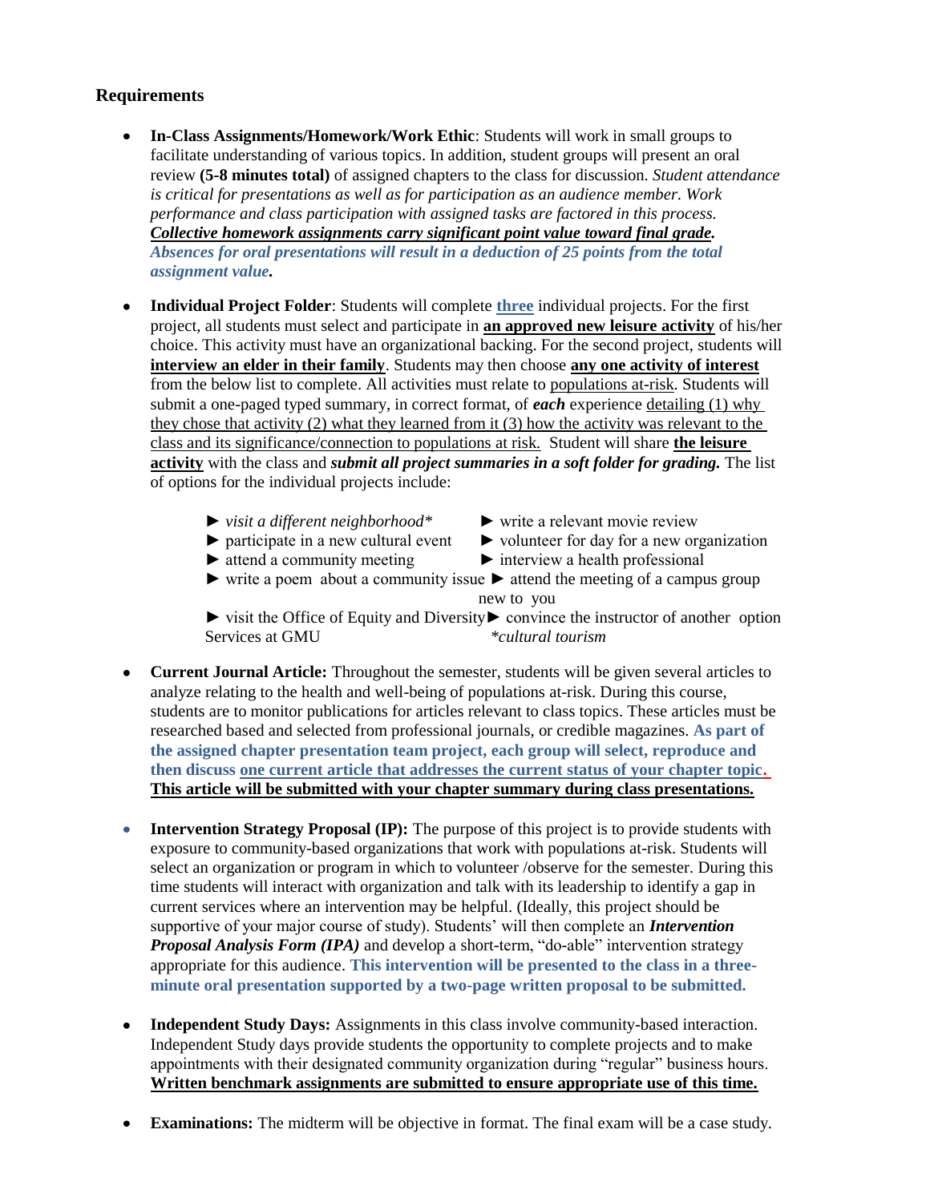### Requirements

- **In-Class Assignments/Homework/Work Ethic**: Students will work in small groups to facilitate understanding of various topics. In addition, student groups will present an oral review **(5-8 minutes total)** of assigned chapters to the class for discussion. *Student attendance is critical for presentations as well as for participation as an audience member. Work performance and class participation with assigned tasks are factored in this process.* ***Collective homework assignments carry significant point value toward final grade.*** ***Absences for oral presentations will result in a deduction of 25 points from the total assignment value.***

- **Individual Project Folder**: Students will complete **three** individual projects. For the first project, all students must select and participate in **an approved new leisure activity** of his/her choice. This activity must have an organizational backing. For the second project, students will **interview an elder in their family**. Students may then choose **any one activity of interest** from the below list to complete. All activities must relate to populations at-risk. Students will submit a one-paged typed summary, in correct format, of ***each*** experience detailing (1) why they chose that activity (2) what they learned from it (3) how the activity was relevant to the class and its significance/connection to populations at risk. Student will share **the leisure activity** with the class and ***submit all project summaries in a soft folder for grading.*** The list of options for the individual projects include:

  - ► *visit a different neighborhood**
  - ► write a relevant movie review
  - ► participate in a new cultural event
  - ► volunteer for day for a new organization
  - ► attend a community meeting
  - ► interview a health professional
  - ► write a poem about a community issue
  - ► attend the meeting of a campus group new to you
  - ► visit the Office of Equity and Diversity Services at GMU
  - ► convince the instructor of another option

  **cultural tourism*

- **Current Journal Article:** Throughout the semester, students will be given several articles to analyze relating to the health and well-being of populations at-risk. During this course, students are to monitor publications for articles relevant to class topics. These articles must be researched based and selected from professional journals, or credible magazines. **As part of the assigned chapter presentation team project, each group will select, reproduce and then discuss one current article that addresses the current status of your chapter topic. This article will be submitted with your chapter summary during class presentations.**

- **Intervention Strategy Proposal (IP):** The purpose of this project is to provide students with exposure to community-based organizations that work with populations at-risk. Students will select an organization or program in which to volunteer /observe for the semester. During this time students will interact with organization and talk with its leadership to identify a gap in current services where an intervention may be helpful. (Ideally, this project should be supportive of your major course of study). Students' will then complete an ***Intervention Proposal Analysis Form (IPA)*** and develop a short-term, "do-able" intervention strategy appropriate for this audience. **This intervention will be presented to the class in a three-minute oral presentation supported by a two-page written proposal to be submitted.**

- **Independent Study Days:** Assignments in this class involve community-based interaction. Independent Study days provide students the opportunity to complete projects and to make appointments with their designated community organization during "regular" business hours. **Written benchmark assignments are submitted to ensure appropriate use of this time.**

- **Examinations:** The midterm will be objective in format. The final exam will be a case study.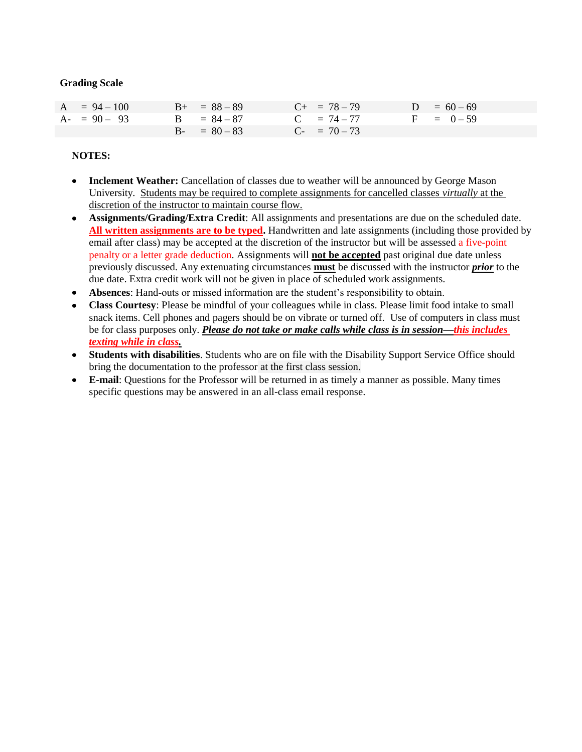**Grading Scale**

| | | | |
|---|---|---|---|
| A = 94 – 100 | B+ = 88 – 89 | C+ = 78 – 79 | D = 60 – 69 |
| A- = 90 – 93 | B = 84 – 87 | C = 74 – 77 | F = 0 – 59 |
| | B- = 80 – 83 | C- = 70 – 73 | |

**NOTES:**

- **Inclement Weather:** Cancellation of classes due to weather will be announced by George Mason University. Students may be required to complete assignments for cancelled classes *virtually* at the discretion of the instructor to maintain course flow.
- **Assignments/Grading/Extra Credit**: All assignments and presentations are due on the scheduled date. **All written assignments are to be typed.** Handwritten and late assignments (including those provided by email after class) may be accepted at the discretion of the instructor but will be assessed a five-point penalty or a letter grade deduction. Assignments will **not be accepted** past original due date unless previously discussed. Any extenuating circumstances **must** be discussed with the instructor ***prior*** to the due date. Extra credit work will not be given in place of scheduled work assignments.
- **Absences**: Hand-outs or missed information are the student's responsibility to obtain.
- **Class Courtesy**: Please be mindful of your colleagues while in class. Please limit food intake to small snack items. Cell phones and pagers should be on vibrate or turned off. Use of computers in class must be for class purposes only. ***Please do not take or make calls while class is in session—this includes texting while in class.***
- **Students with disabilities**. Students who are on file with the Disability Support Service Office should bring the documentation to the professor at the first class session.
- **E-mail**: Questions for the Professor will be returned in as timely a manner as possible. Many times specific questions may be answered in an all-class email response.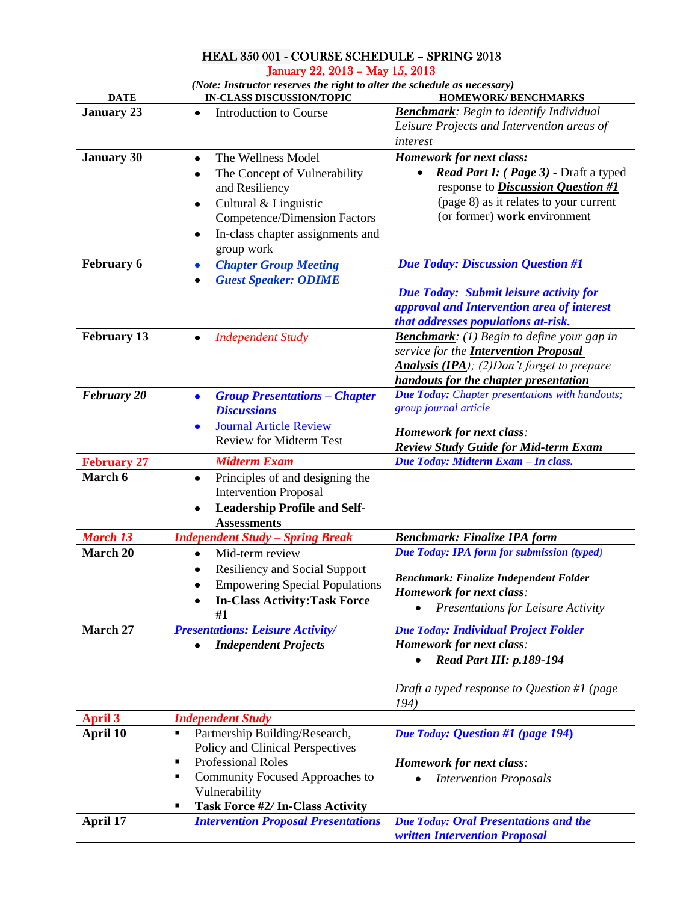# HEAL 350 001 - COURSE SCHEDULE – SPRING 2013

## January 22, 2013 – May 15, 2013

***(Note: Instructor reserves the right to alter the schedule as necessary)***

| DATE | IN-CLASS DISCUSSION/TOPIC | HOMEWORK/ BENCHMARKS |
|---|---|---|
| **January 23** | • Introduction to Course | ***Benchmark****: Begin to identify Individual Leisure Projects and Intervention areas of interest* |
| **January 30** | • The Wellness Model<br>• The Concept of Vulnerability and Resiliency<br>• Cultural & Linguistic Competence/Dimension Factors<br>• In-class chapter assignments and group work | ***Homework for next class:***<br>• ***Read Part I: ( Page 3)*** - Draft a typed response to ***Discussion Question #1*** (page 8) as it relates to your current (or former) **work** environment |
| **February 6** | • ***Chapter Group Meeting***<br>• ***Guest Speaker: ODIME*** | ***Due Today: Discussion Question #1***<br><br>***Due Today: Submit leisure activity for approval and Intervention area of interest that addresses populations at-risk.*** |
| **February 13** | • *Independent Study* | ***Benchmark****: (1) Begin to define your gap in service for the* ***Intervention Proposal Analysis (IPA)****; (2)Don't forget to prepare* ***handouts for the chapter presentation*** |
| ***February 20*** | • ***Group Presentations – Chapter Discussions***<br>• Journal Article Review<br>Review for Midterm Test | ***Due Today:*** *Chapter presentations with handouts; group journal article*<br><br>***Homework for next class****:*<br>***Review Study Guide for Mid-term Exam*** |
| **February 27** | ***Midterm Exam*** | ***Due Today: Midterm Exam – In class.*** |
| **March 6** | • Principles of and designing the Intervention Proposal<br>• **Leadership Profile and Self-Assessments** | |
| ***March 13*** | ***Independent Study – Spring Break*** | ***Benchmark: Finalize IPA form*** |
| **March 20** | • Mid-term review<br>• Resiliency and Social Support<br>• Empowering Special Populations<br>• **In-Class Activity:Task Force #1** | ***Due Today: IPA form for submission (typed)***<br><br>***Benchmark: Finalize Independent Folder***<br>***Homework for next class****:*<br>• *Presentations for Leisure Activity* |
| **March 27** | ***Presentations: Leisure Activity/***<br>• ***Independent Projects*** | ***Due Today: Individual Project Folder***<br>***Homework for next class****:*<br>• ***Read Part III: p.189-194***<br><br>*Draft a typed response to Question #1 (page 194)* |
| **April 3** | ***Independent Study*** | |
| **April 10** | ▪ Partnership Building/Research, Policy and Clinical Perspectives<br>▪ Professional Roles<br>▪ Community Focused Approaches to Vulnerability<br>▪ **Task Force #2/ In-Class Activity** | ***Due Today: Question #1 (page 194)***<br><br>***Homework for next class****:*<br>• *Intervention Proposals* |
| **April 17** | ***Intervention Proposal Presentations*** | ***Due Today: Oral Presentations and the written Intervention Proposal*** |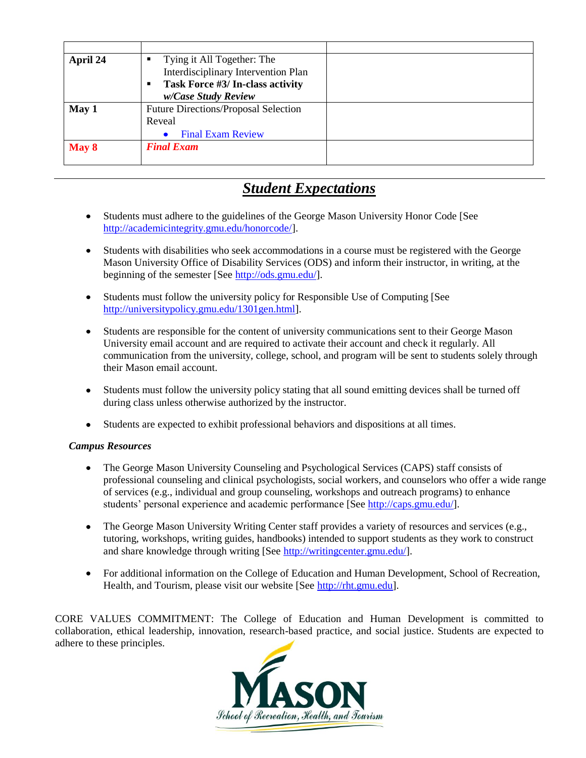| | | |
|---|---|---|
| | | |
| **April 24** | ▪ Tying it All Together: The Interdisciplinary Intervention Plan<br>▪ **Task Force #3/ In-class activity *w/Case Study Review*** | |
| **May 1** | Future Directions/Proposal Selection Reveal<br>• Final Exam Review | |
| **May 8** | ***Final Exam*** | |

## ***Student Expectations***

- Students must adhere to the guidelines of the George Mason University Honor Code [See http://academicintegrity.gmu.edu/honorcode/].
- Students with disabilities who seek accommodations in a course must be registered with the George Mason University Office of Disability Services (ODS) and inform their instructor, in writing, at the beginning of the semester [See http://ods.gmu.edu/].
- Students must follow the university policy for Responsible Use of Computing [See http://universitypolicy.gmu.edu/1301gen.html].
- Students are responsible for the content of university communications sent to their George Mason University email account and are required to activate their account and check it regularly. All communication from the university, college, school, and program will be sent to students solely through their Mason email account.
- Students must follow the university policy stating that all sound emitting devices shall be turned off during class unless otherwise authorized by the instructor.
- Students are expected to exhibit professional behaviors and dispositions at all times.

***Campus Resources***

- The George Mason University Counseling and Psychological Services (CAPS) staff consists of professional counseling and clinical psychologists, social workers, and counselors who offer a wide range of services (e.g., individual and group counseling, workshops and outreach programs) to enhance students' personal experience and academic performance [See http://caps.gmu.edu/].
- The George Mason University Writing Center staff provides a variety of resources and services (e.g., tutoring, workshops, writing guides, handbooks) intended to support students as they work to construct and share knowledge through writing [See http://writingcenter.gmu.edu/].
- For additional information on the College of Education and Human Development, School of Recreation, Health, and Tourism, please visit our website [See http://rht.gmu.edu].

CORE VALUES COMMITMENT: The College of Education and Human Development is committed to collaboration, ethical leadership, innovation, research-based practice, and social justice. Students are expected to adhere to these principles.

MASON
School of Recreation, Health, and Tourism